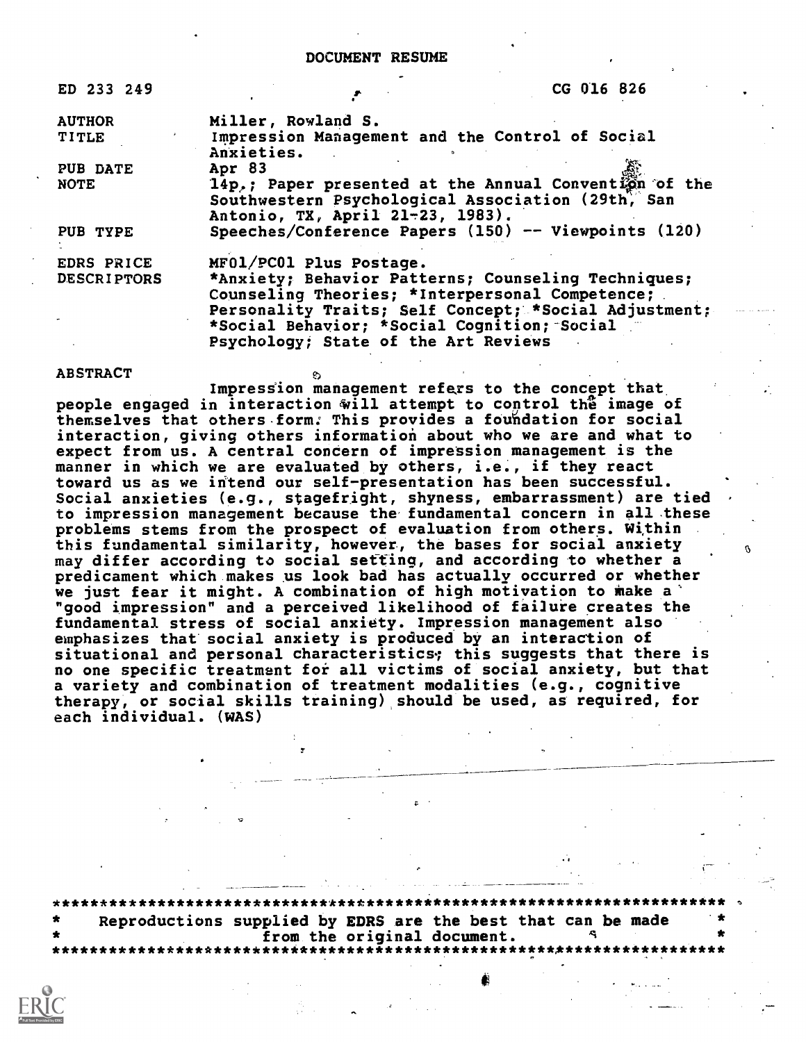# DOCUMENT RESUME

| | | |
|---|---|---|
| ED 233 249 | | CG 016 826 |
| AUTHOR | Miller, Rowland S. | |
| TITLE | Impression Management and the Control of Social Anxieties. | |
| PUB DATE | Apr 83 | |
| NOTE | 14p.; Paper presented at the Annual Convention of the Southwestern Psychological Association (29th, San Antonio, TX, April 21-23, 1983). | |
| PUB TYPE | Speeches/Conference Papers (150) -- Viewpoints (120) | |
| EDRS PRICE | MF01/PC01 Plus Postage. | |
| DESCRIPTORS | *Anxiety; Behavior Patterns; Counseling Techniques; Counseling Theories; *Interpersonal Competence; Personality Traits; Self Concept; *Social Adjustment; *Social Behavior; *Social Cognition; Social Psychology; State of the Art Reviews | |

## ABSTRACT

Impression management refers to the concept that people engaged in interaction will attempt to control the image of themselves that others form. This provides a foundation for social interaction, giving others information about who we are and what to expect from us. A central concern of impression management is the manner in which we are evaluated by others, i.e., if they react toward us as we intend our self-presentation has been successful. Social anxieties (e.g., stagefright, shyness, embarrassment) are tied to impression management because the fundamental concern in all these problems stems from the prospect of evaluation from others. Within this fundamental similarity, however, the bases for social anxiety may differ according to social setting, and according to whether a predicament which makes us look bad has actually occurred or whether we just fear it might. A combination of high motivation to make a "good impression" and a perceived likelihood of failure creates the fundamental stress of social anxiety. Impression management also emphasizes that social anxiety is produced by an interaction of situational and personal characteristics; this suggests that there is no one specific treatment for all victims of social anxiety, but that a variety and combination of treatment modalities (e.g., cognitive therapy, or social skills training) should be used, as required, for each individual. (WAS)

***********************************************************************
* Reproductions supplied by EDRS are the best that can be made *
* from the original document. *
***********************************************************************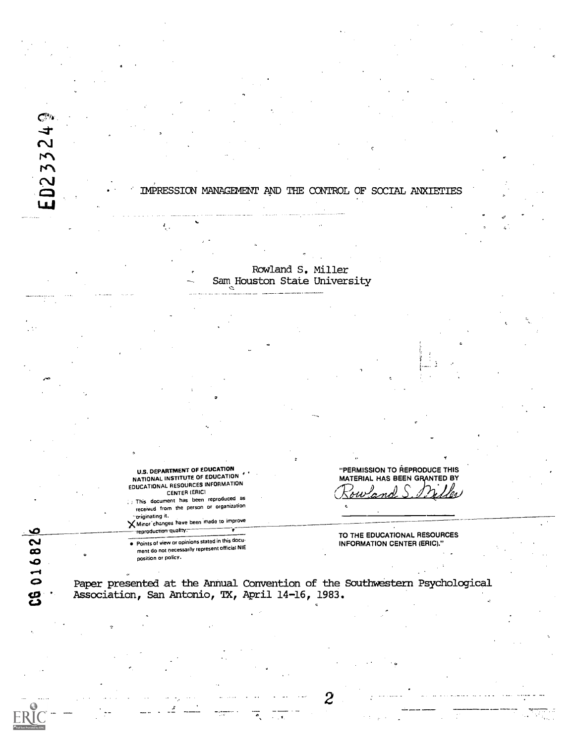ED233249

# IMPRESSION MANAGEMENT AND THE CONTROL OF SOCIAL ANXIETIES

Rowland S. Miller
Sam Houston State University

U.S. DEPARTMENT OF EDUCATION
NATIONAL INSTITUTE OF EDUCATION
EDUCATIONAL RESOURCES INFORMATION CENTER (ERIC)

This document has been reproduced as received from the person or organization originating it.
X Minor changes have been made to improve reproduction quality.

- Points of view or opinions stated in this document do not necessarily represent official NIE position or policy.

"PERMISSION TO REPRODUCE THIS MATERIAL HAS BEEN GRANTED BY
Rowland S. Miller

TO THE EDUCATIONAL RESOURCES INFORMATION CENTER (ERIC)."

CG 016826

Paper presented at the Annual Convention of the Southwestern Psychological Association, San Antonio, TX, April 14-16, 1983.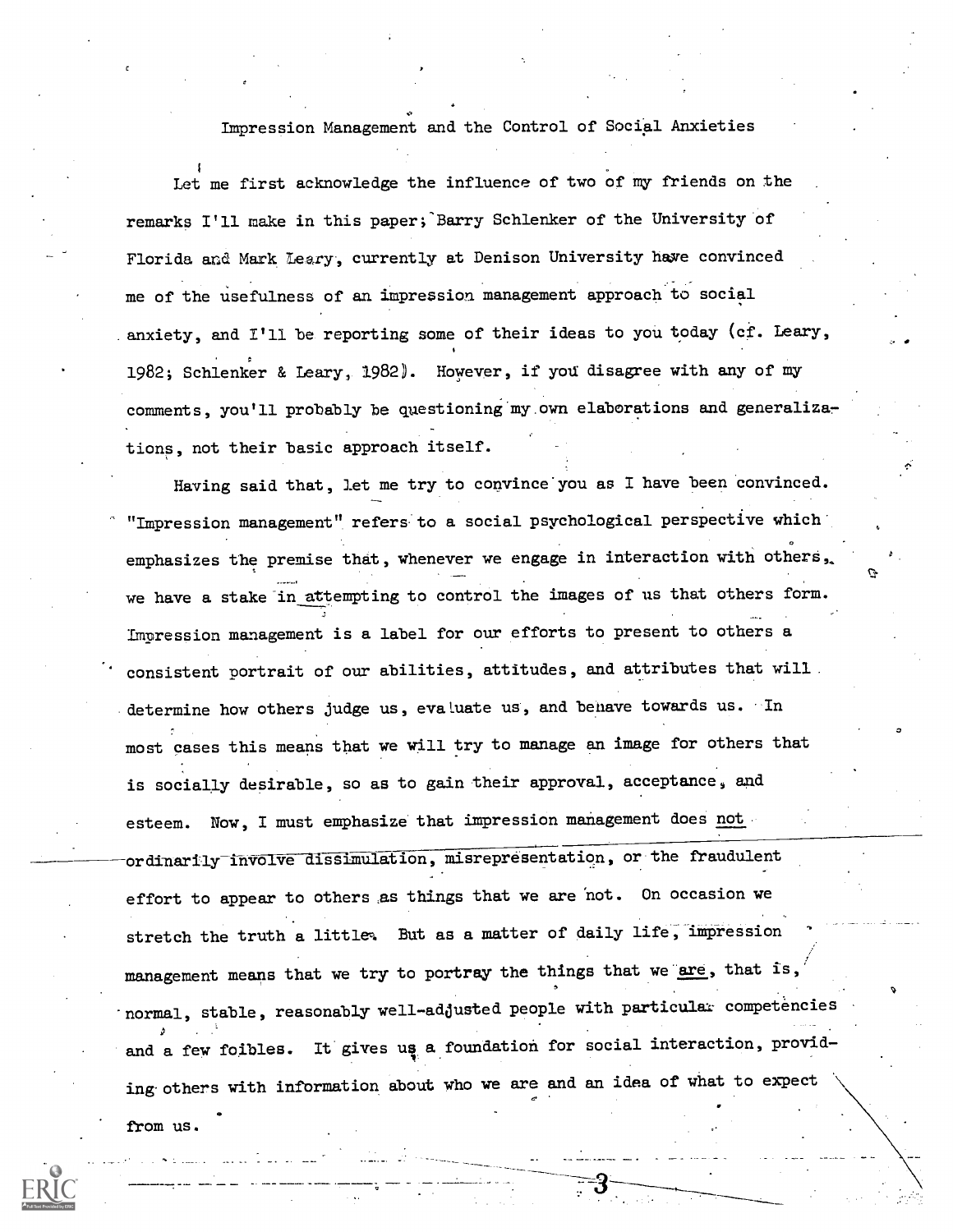# Impression Management and the Control of Social Anxieties

Let me first acknowledge the influence of two of my friends on the remarks I'll make in this paper; Barry Schlenker of the University of Florida and Mark Leary, currently at Denison University have convinced me of the usefulness of an impression management approach to social anxiety, and I'll be reporting some of their ideas to you today (cf. Leary, 1982; Schlenker & Leary, 1982). However, if you disagree with any of my comments, you'll probably be questioning my own elaborations and generalizations, not their basic approach itself.

Having said that, let me try to convince you as I have been convinced. "Impression management" refers to a social psychological perspective which emphasizes the premise that, whenever we engage in interaction with others, we have a stake in attempting to control the images of us that others form. Impression management is a label for our efforts to present to others a consistent portrait of our abilities, attitudes, and attributes that will determine how others judge us, evaluate us, and behave towards us. In most cases this means that we will try to manage an image for others that is socially desirable, so as to gain their approval, acceptance, and esteem. Now, I must emphasize that impression management does not ordinarily involve dissimulation, misrepresentation, or the fraudulent effort to appear to others as things that we are not. On occasion we stretch the truth a little. But as a matter of daily life, impression management means that we try to portray the things that we are, that is, normal, stable, reasonably well-adjusted people with particular competencies and a few foibles. It gives us a foundation for social interaction, providing others with information about who we are and an idea of what to expect from us.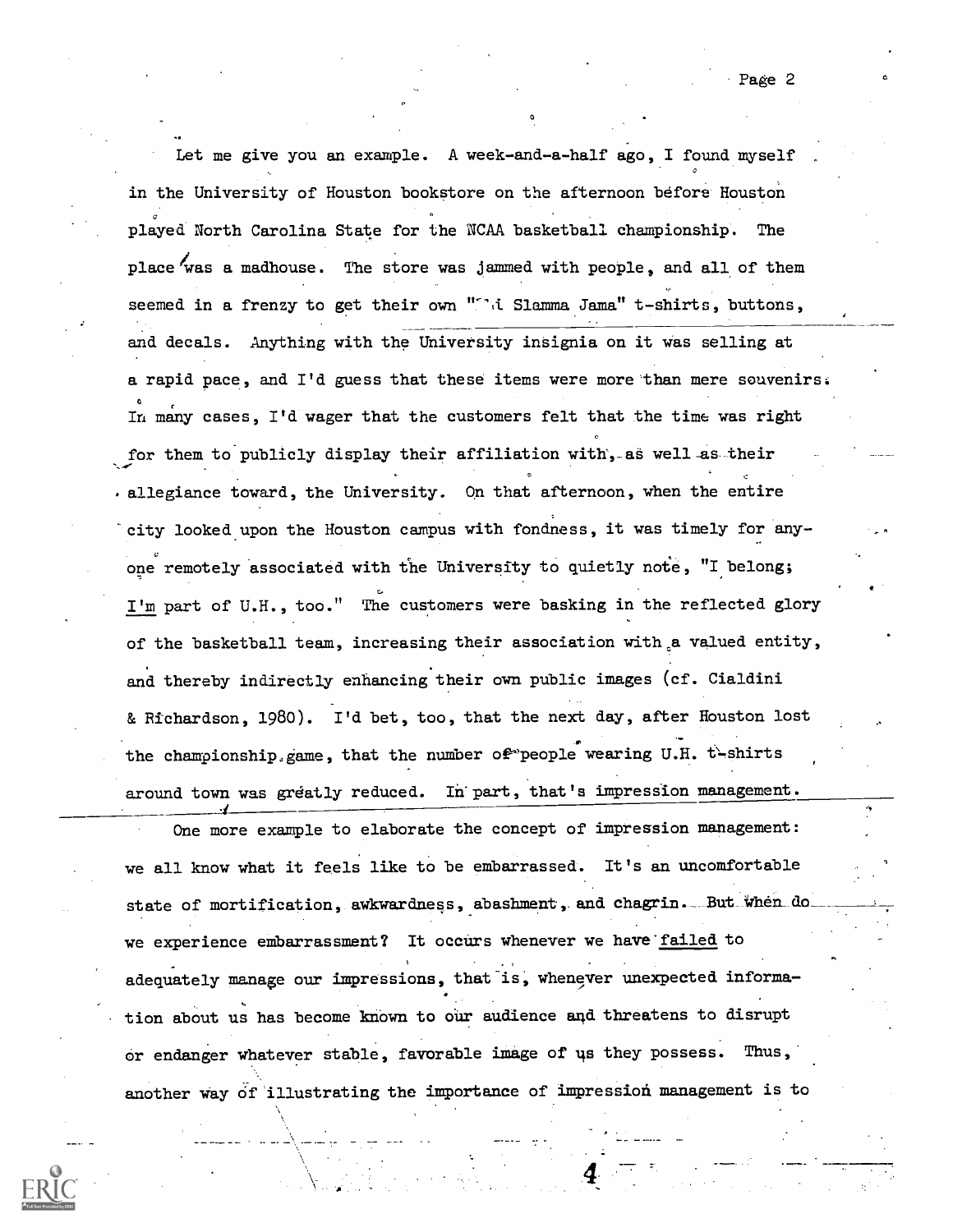Let me give you an example. A week-and-a-half ago, I found myself in the University of Houston bookstore on the afternoon before Houston played North Carolina State for the NCAA basketball championship. The place was a madhouse. The store was jammed with people, and all of them seemed in a frenzy to get their own "Phi Slamma Jama" t-shirts, buttons, and decals. Anything with the University insignia on it was selling at a rapid pace, and I'd guess that these items were more than mere souvenirs. In many cases, I'd wager that the customers felt that the time was right for them to publicly display their affiliation with, as well as their allegiance toward, the University. On that afternoon, when the entire city looked upon the Houston campus with fondness, it was timely for anyone remotely associated with the University to quietly note, "I belong; I'm part of U.H., too." The customers were basking in the reflected glory of the basketball team, increasing their association with a valued entity, and thereby indirectly enhancing their own public images (cf. Cialdini & Richardson, 1980). I'd bet, too, that the next day, after Houston lost the championship game, that the number of people wearing U.H. t-shirts around town was greatly reduced. In part, that's impression management.

One more example to elaborate the concept of impression management: we all know what it feels like to be embarrassed. It's an uncomfortable state of mortification, awkwardness, abashment, and chagrin. But when do we experience embarrassment? It occurs whenever we have failed to adequately manage our impressions, that is, whenever unexpected information about us has become known to our audience and threatens to disrupt or endanger whatever stable, favorable image of us they possess. Thus, another way of illustrating the importance of impression management is to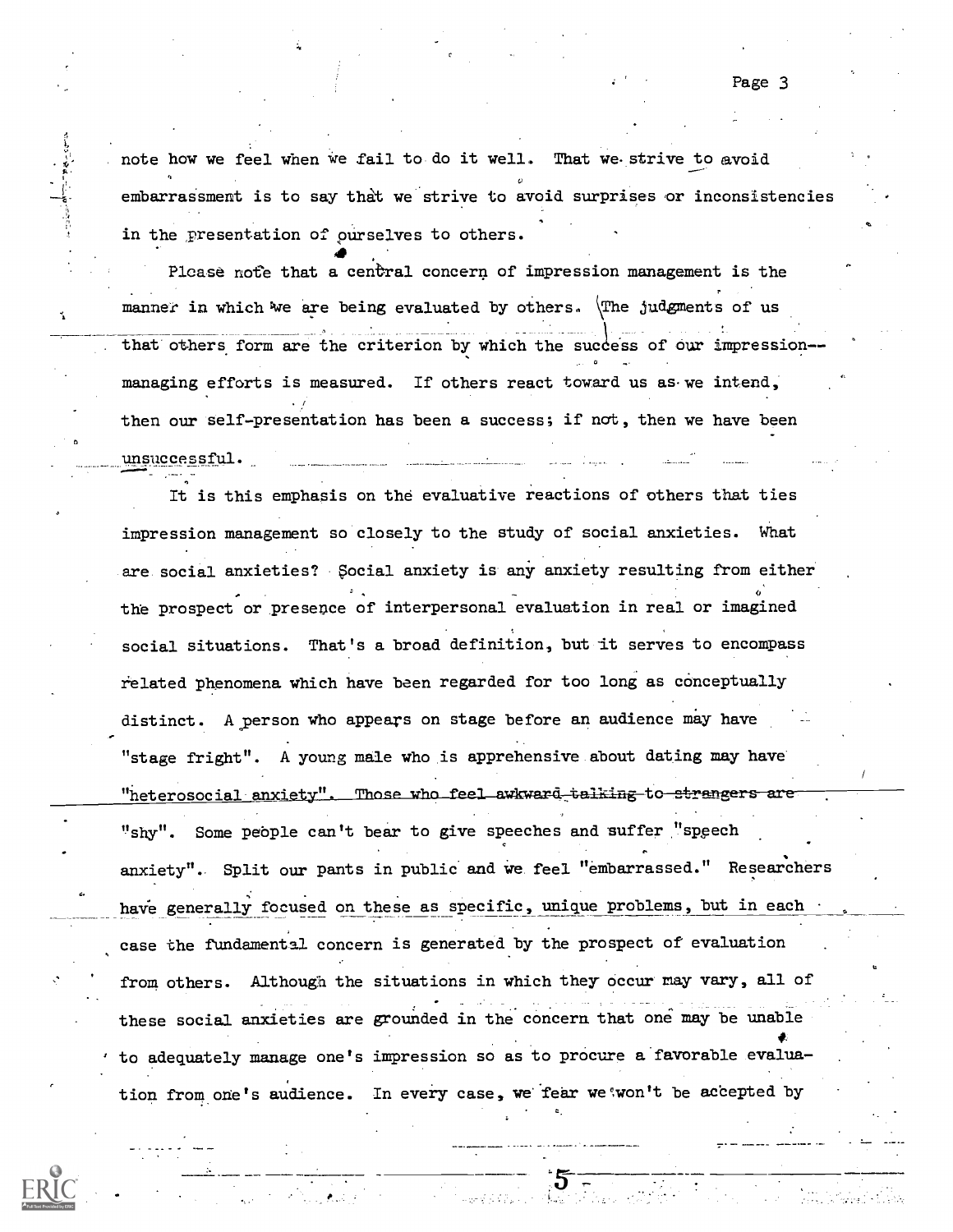note how we feel when we fail to do it well. That we strive to avoid embarrassment is to say that we strive to avoid surprises or inconsistencies in the presentation of ourselves to others.

Please note that a central concern of impression management is the manner in which we are being evaluated by others. The judgments of us that others form are the criterion by which the success of our impression--managing efforts is measured. If others react toward us as we intend, then our self-presentation has been a success; if not, then we have been unsuccessful.

It is this emphasis on the evaluative reactions of others that ties impression management so closely to the study of social anxieties. What are social anxieties? Social anxiety is any anxiety resulting from either the prospect or presence of interpersonal evaluation in real or imagined social situations. That's a broad definition, but it serves to encompass related phenomena which have been regarded for too long as conceptually distinct. A person who appears on stage before an audience may have "stage fright". A young male who is apprehensive about dating may have "heterosocial anxiety". Those who feel awkward talking to strangers are "shy". Some people can't bear to give speeches and suffer "speech anxiety". Split our pants in public and we feel "embarrassed." Researchers have generally focused on these as specific, unique problems, but in each case the fundamental concern is generated by the prospect of evaluation from others. Although the situations in which they occur may vary, all of these social anxieties are grounded in the concern that one may be unable to adequately manage one's impression so as to procure a favorable evaluation from one's audience. In every case, we fear we won't be accepted by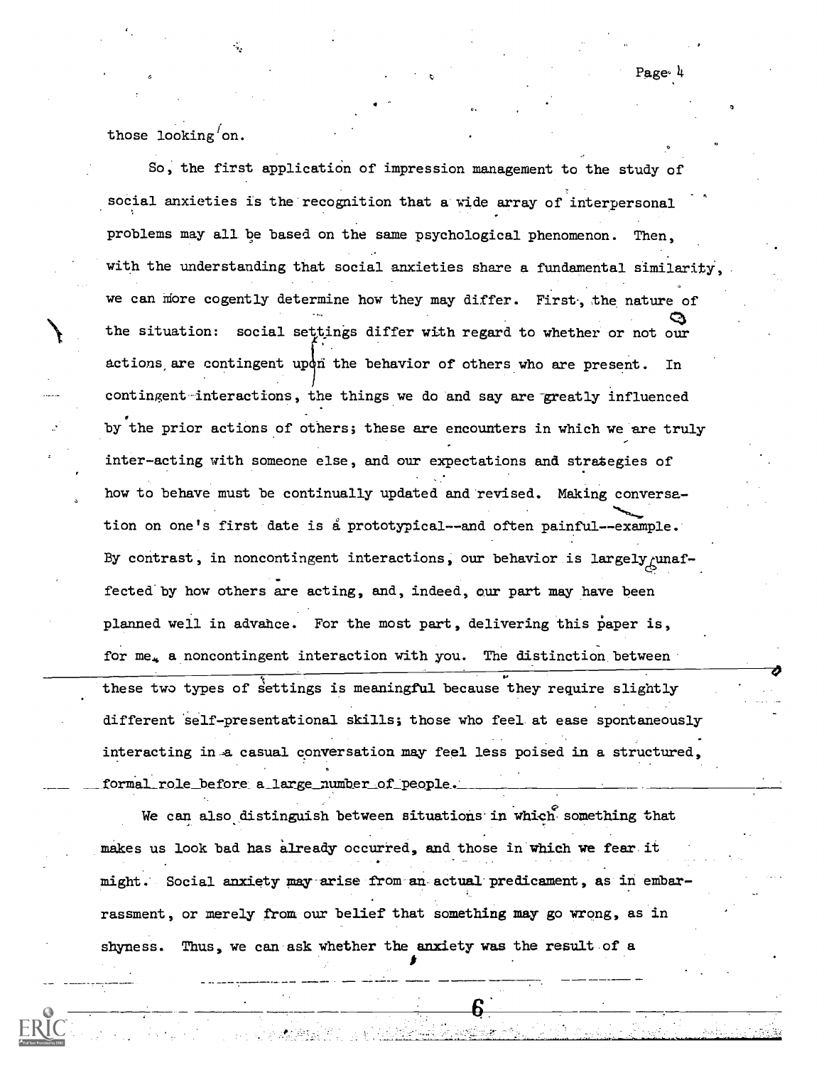those looking on.

So, the first application of impression management to the study of social anxieties is the recognition that a wide array of interpersonal problems may all be based on the same psychological phenomenon. Then, with the understanding that social anxieties share a fundamental similarity, we can more cogently determine how they may differ. First, the nature of the situation: social settings differ with regard to whether or not our actions are contingent upon the behavior of others who are present. In contingent interactions, the things we do and say are greatly influenced by the prior actions of others; these are encounters in which we are truly inter-acting with someone else, and our expectations and strategies of how to behave must be continually updated and revised. Making conversation on one's first date is a prototypical--and often painful--example. By contrast, in noncontingent interactions, our behavior is largely unaffected by how others are acting, and, indeed, our part may have been planned well in advance. For the most part, delivering this paper is, for me, a noncontingent interaction with you. The distinction between these two types of settings is meaningful because they require slightly different self-presentational skills; those who feel at ease spontaneously interacting in a casual conversation may feel less poised in a structured, formal role before a large number of people.

We can also distinguish between situations in which something that makes us look bad has already occurred, and those in which we fear it might. Social anxiety may arise from an actual predicament, as in embarrassment, or merely from our belief that something may go wrong, as in shyness. Thus, we can ask whether the anxiety was the result of a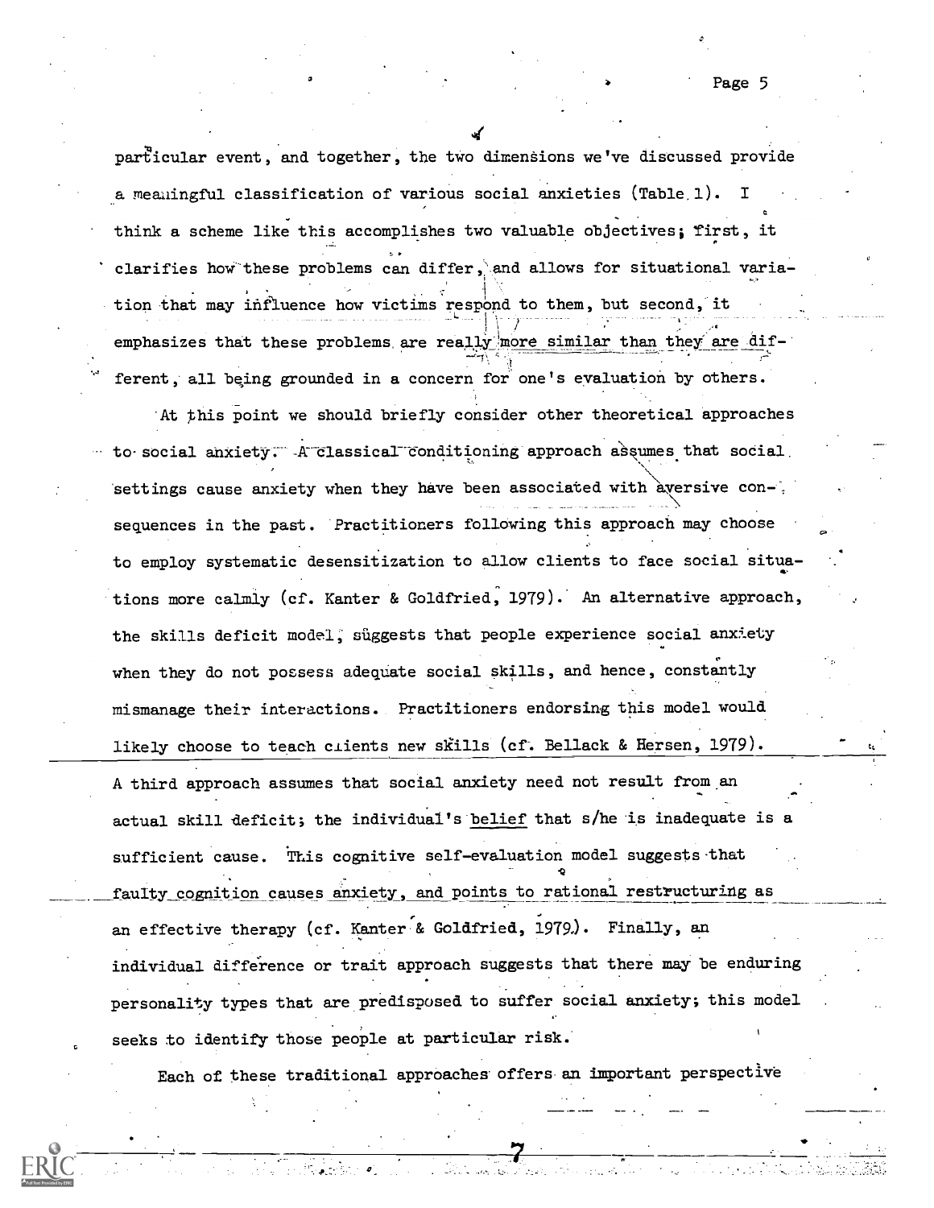particular event, and together, the two dimensions we've discussed provide a meaningful classification of various social anxieties (Table 1). I think a scheme like this accomplishes two valuable objectives; first, it clarifies how these problems can differ, and allows for situational variation that may influence how victims respond to them, but second, it emphasizes that these problems are really more similar than they are different, all being grounded in a concern for one's evaluation by others.

At this point we should briefly consider other theoretical approaches to social anxiety. A classical conditioning approach assumes that social settings cause anxiety when they have been associated with aversive consequences in the past. Practitioners following this approach may choose to employ systematic desensitization to allow clients to face social situations more calmly (cf. Kanter & Goldfried, 1979). An alternative approach, the skills deficit model, suggests that people experience social anxiety when they do not possess adequate social skills, and hence, constantly mismanage their interactions. Practitioners endorsing this model would likely choose to teach clients new skills (cf. Bellack & Hersen, 1979). A third approach assumes that social anxiety need not result from an actual skill deficit; the individual's belief that s/he is inadequate is a sufficient cause. This cognitive self-evaluation model suggests that faulty cognition causes anxiety, and points to rational restructuring as an effective therapy (cf. Kanter & Goldfried, 1979). Finally, an individual difference or trait approach suggests that there may be enduring personality types that are predisposed to suffer social anxiety; this model seeks to identify those people at particular risk.

Each of these traditional approaches offers an important perspective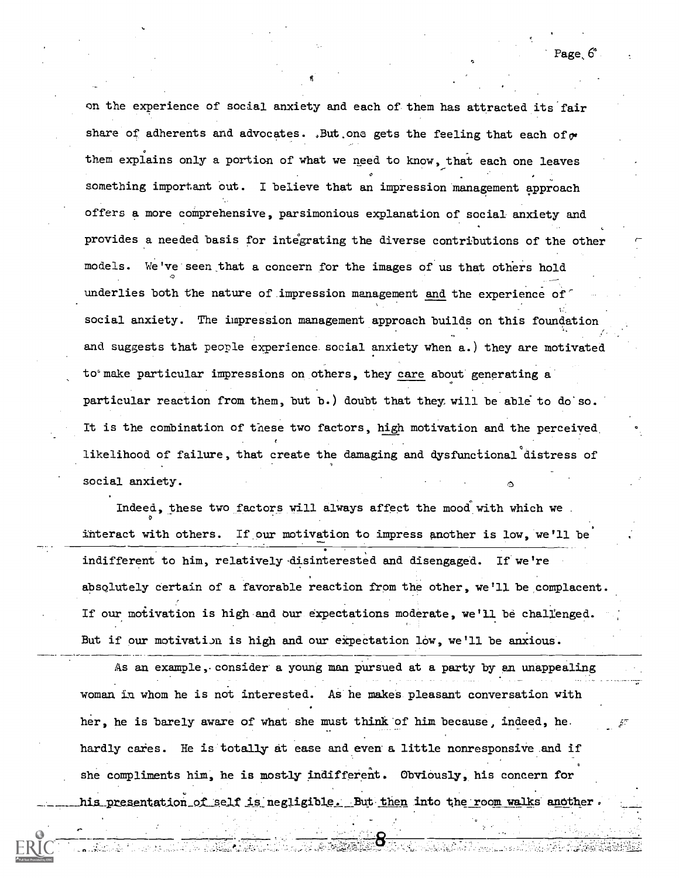on the experience of social anxiety and each of them has attracted its fair share of adherents and advocates. But one gets the feeling that each of them explains only a portion of what we need to know, that each one leaves something important out. I believe that an impression management approach offers a more comprehensive, parsimonious explanation of social anxiety and provides a needed basis for integrating the diverse contributions of the other models. We've seen that a concern for the images of us that others hold underlies both the nature of impression management _and_ the experience of social anxiety. The impression management approach builds on this foundation and suggests that people experience social anxiety when a.) they are motivated to make particular impressions on others, they _care_ about generating a particular reaction from them, but b.) doubt that they will be able to do so. It is the combination of these two factors, _high_ motivation and the perceived likelihood of failure, that create the damaging and dysfunctional distress of social anxiety.

Indeed, these two factors will always affect the mood with which we interact with others. If our motivation to impress another is low, we'll be indifferent to him, relatively disinterested and disengaged. If we're absolutely certain of a favorable reaction from the other, we'll be complacent. If our motivation is high and our expectations moderate, we'll be challenged. But if our motivation is high and our expectation low, we'll be anxious.

As an example, consider a young man pursued at a party by an unappealing woman in whom he is not interested. As he makes pleasant conversation with her, he is barely aware of what she must think of him because, indeed, he hardly cares. He is totally at ease and even a little nonresponsive and if she compliments him, he is mostly indifferent. Obviously, his concern for his presentation of self is negligible. But then into the room walks another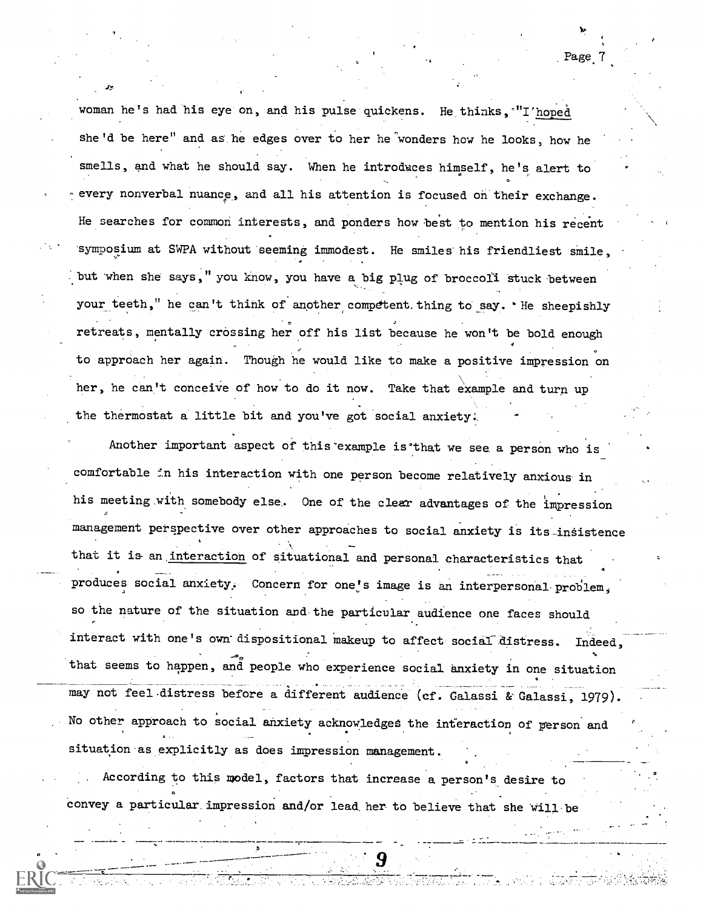woman he's had his eye on, and his pulse quickens. He thinks, "I hoped she'd be here" and as he edges over to her he wonders how he looks, how he smells, and what he should say. When he introduces himself, he's alert to every nonverbal nuance, and all his attention is focused on their exchange. He searches for common interests, and ponders how best to mention his recent symposium at SWPA without seeming immodest. He smiles his friendliest smile, but when she says, "you know, you have a big plug of broccoli stuck between your teeth," he can't think of another competent thing to say. He sheepishly retreats, mentally crossing her off his list because he won't be bold enough to approach her again. Though he would like to make a positive impression on her, he can't conceive of how to do it now. Take that example and turn up the thermostat a little bit and you've got social anxiety.

Another important aspect of this example is that we see a person who is comfortable in his interaction with one person become relatively anxious in his meeting with somebody else. One of the clear advantages of the impression management perspective over other approaches to social anxiety is its insistence that it is an _interaction_ of situational and personal characteristics that produces social anxiety. Concern for one's image is an interpersonal problem, so the nature of the situation and the particular audience one faces should interact with one's own dispositional makeup to affect social distress. Indeed, that seems to happen, and people who experience social anxiety in one situation may not feel distress before a different audience (cf. Galassi & Galassi, 1979). No other approach to social anxiety acknowledges the interaction of person and situation as explicitly as does impression management.

According to this model, factors that increase a person's desire to convey a particular impression and/or lead her to believe that she will be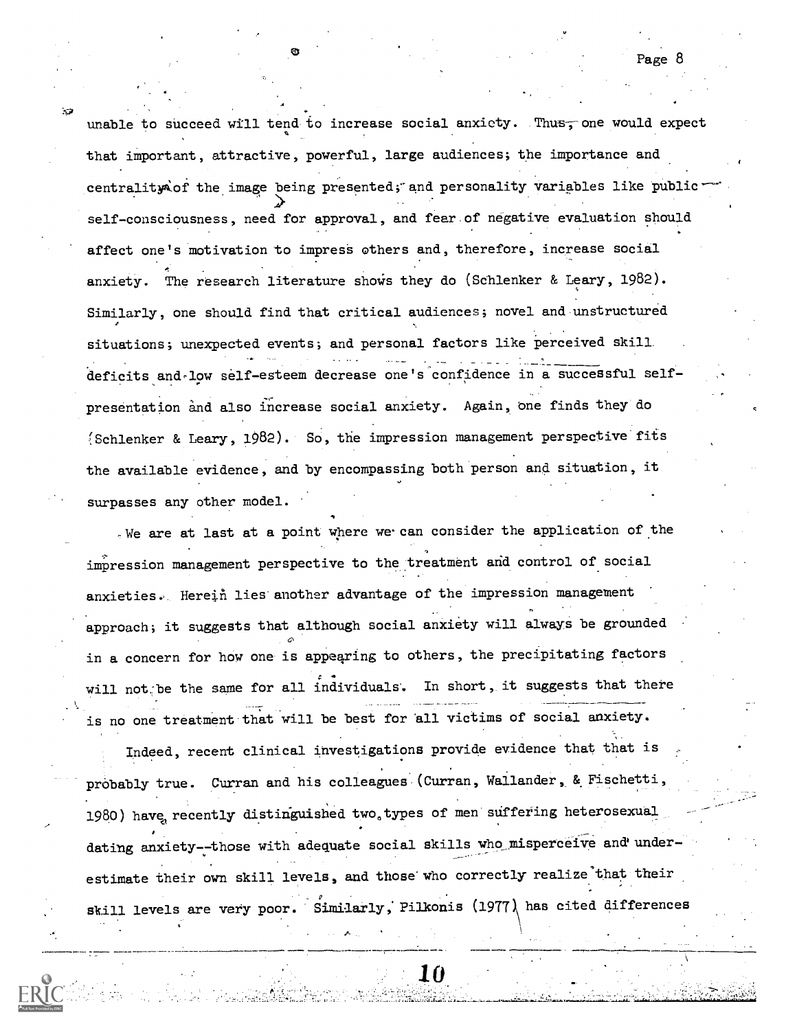unable to succeed will tend to increase social anxiety. Thus, one would expect that important, attractive, powerful, large audiences; the importance and centrality of the image being presented; and personality variables like public self-consciousness, need for approval, and fear of negative evaluation should affect one's motivation to impress others and, therefore, increase social anxiety. The research literature shows they do (Schlenker & Leary, 1982). Similarly, one should find that critical audiences; novel and unstructured situations; unexpected events; and personal factors like perceived skill deficits and low self-esteem decrease one's confidence in a successful self-presentation and also increase social anxiety. Again, one finds they do (Schlenker & Leary, 1982). So, the impression management perspective fits the available evidence, and by encompassing both person and situation, it surpasses any other model.

We are at last at a point where we can consider the application of the impression management perspective to the treatment and control of social anxieties. Herein lies another advantage of the impression management approach; it suggests that although social anxiety will always be grounded in a concern for how one is appearing to others, the precipitating factors will not be the same for all individuals. In short, it suggests that there is no one treatment that will be best for all victims of social anxiety.

Indeed, recent clinical investigations provide evidence that that is probably true. Curran and his colleagues (Curran, Wallander, & Fischetti, 1980) have recently distinguished two types of men suffering heterosexual dating anxiety--those with adequate social skills who misperceive and underestimate their own skill levels, and those who correctly realize that their skill levels are very poor. Similarly, Pilkonis (1977) has cited differences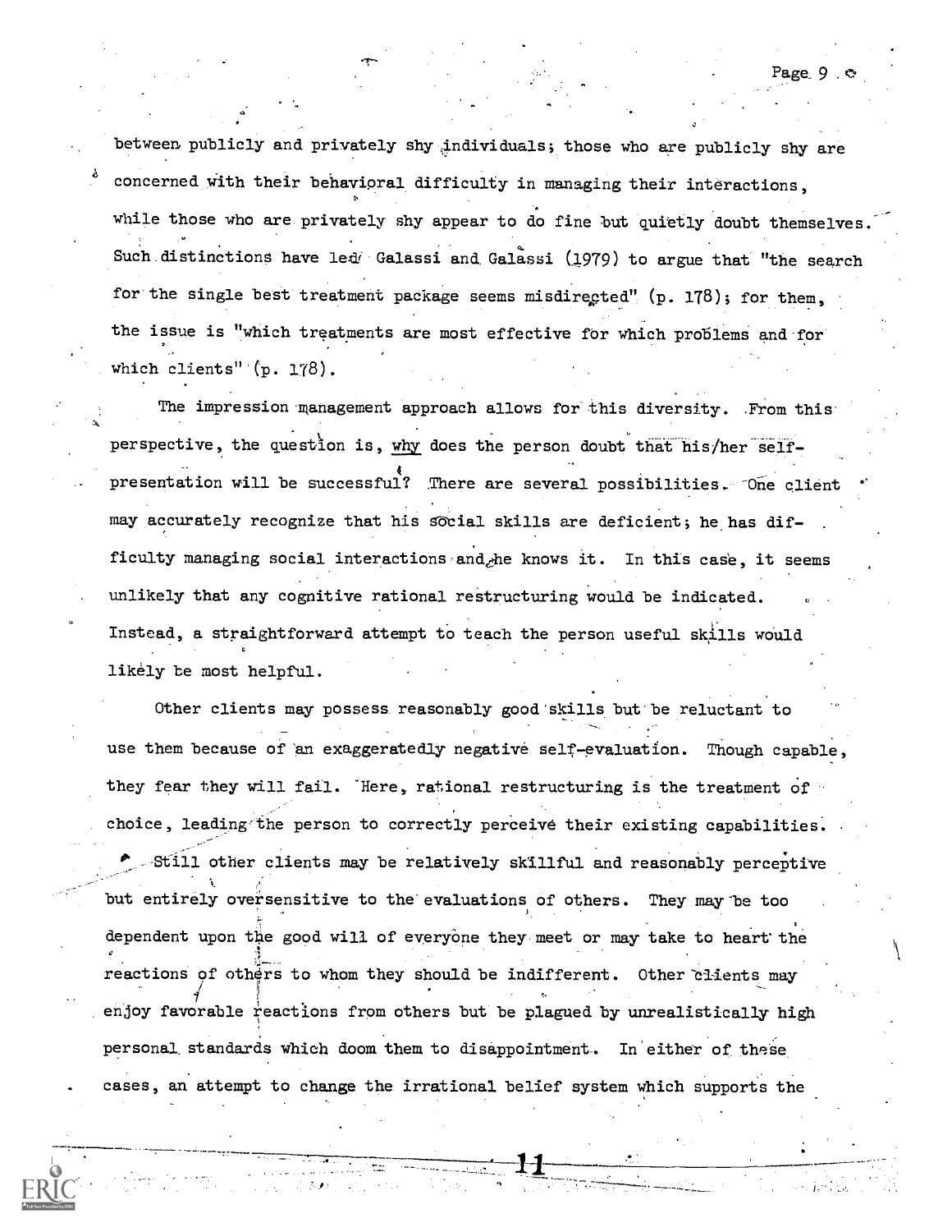between publicly and privately shy individuals; those who are publicly shy are concerned with their behavioral difficulty in managing their interactions, while those who are privately shy appear to do fine but quietly doubt themselves. Such distinctions have led Galassi and Galassi (1979) to argue that "the search for the single best treatment package seems misdirected" (p. 178); for them, the issue is "which treatments are most effective for which problems and for which clients" (p. 178).

The impression management approach allows for this diversity. From this perspective, the question is, _why_ does the person doubt that his/her self-presentation will be successful? There are several possibilities. One client may accurately recognize that his social skills are deficient; he has difficulty managing social interactions and he knows it. In this case, it seems unlikely that any cognitive rational restructuring would be indicated. Instead, a straightforward attempt to teach the person useful skills would likely be most helpful.

Other clients may possess reasonably good skills but be reluctant to use them because of an exaggeratedly negative self-evaluation. Though capable, they fear they will fail. Here, rational restructuring is the treatment of choice, leading the person to correctly perceive their existing capabilities.

Still other clients may be relatively skillful and reasonably perceptive but entirely oversensitive to the evaluations of others. They may be too dependent upon the good will of everyone they meet or may take to heart the reactions of others to whom they should be indifferent. Other clients may enjoy favorable reactions from others but be plagued by unrealistically high personal standards which doom them to disappointment. In either of these cases, an attempt to change the irrational belief system which supports the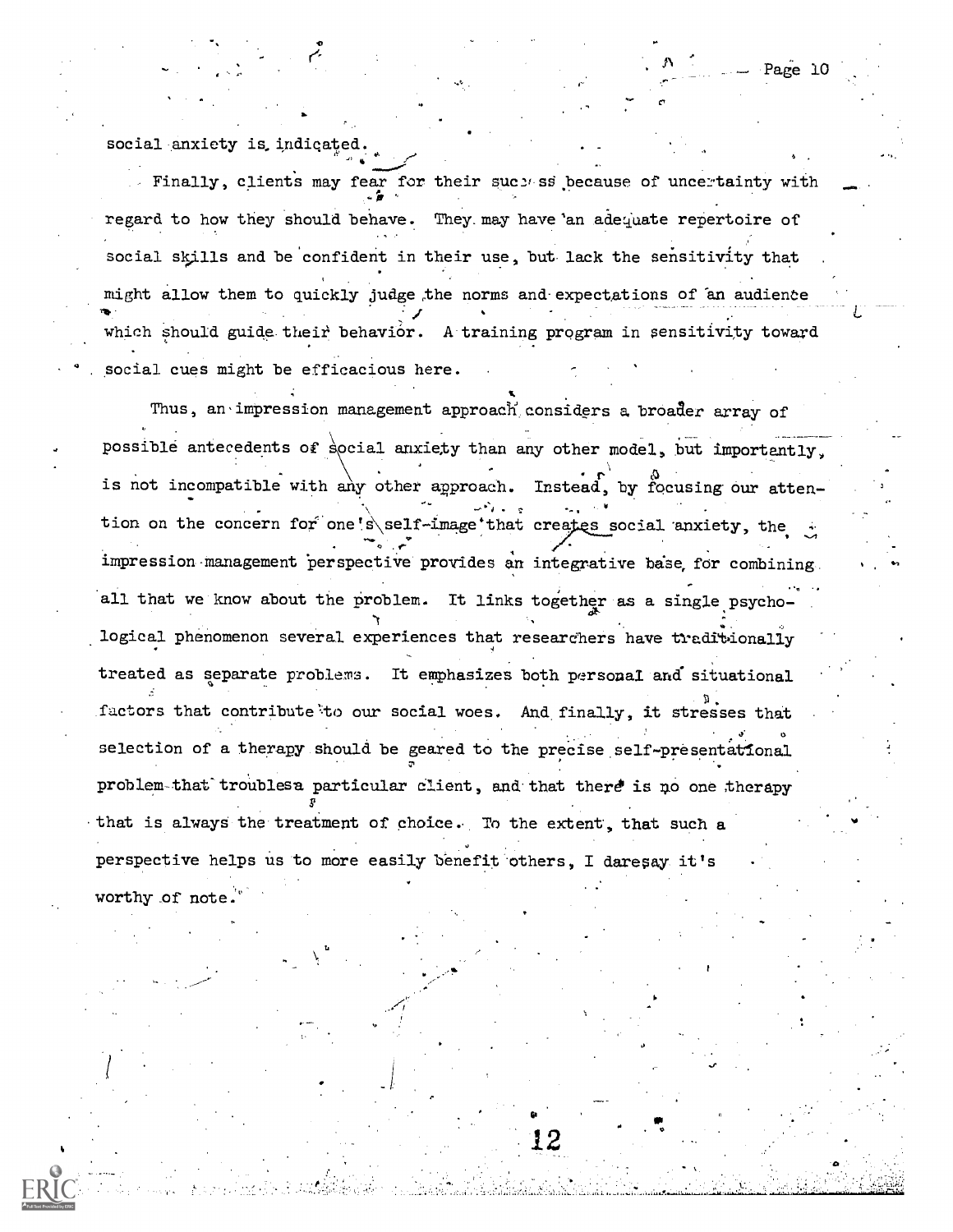social anxiety is indicated.

Finally, clients may fear for their success because of uncertainty with regard to how they should behave. They may have an adequate repertoire of social skills and be confident in their use, but lack the sensitivity that might allow them to quickly judge the norms and expectations of an audience which should guide their behavior. A training program in sensitivity toward social cues might be efficacious here.

Thus, an impression management approach considers a broader array of possible antecedents of social anxiety than any other model, but importantly, is not incompatible with any other approach. Instead, by focusing our attention on the concern for one's self-image that creates social anxiety, the impression management perspective provides an integrative base for combining all that we know about the problem. It links together as a single psychological phenomenon several experiences that researchers have traditionally treated as separate problems. It emphasizes both personal and situational factors that contribute to our social woes. And finally, it stresses that selection of a therapy should be geared to the precise self-presentational problem that troubles a particular client, and that there is no one therapy that is always the treatment of choice. To the extent, that such a perspective helps us to more easily benefit others, I daresay it's worthy of note.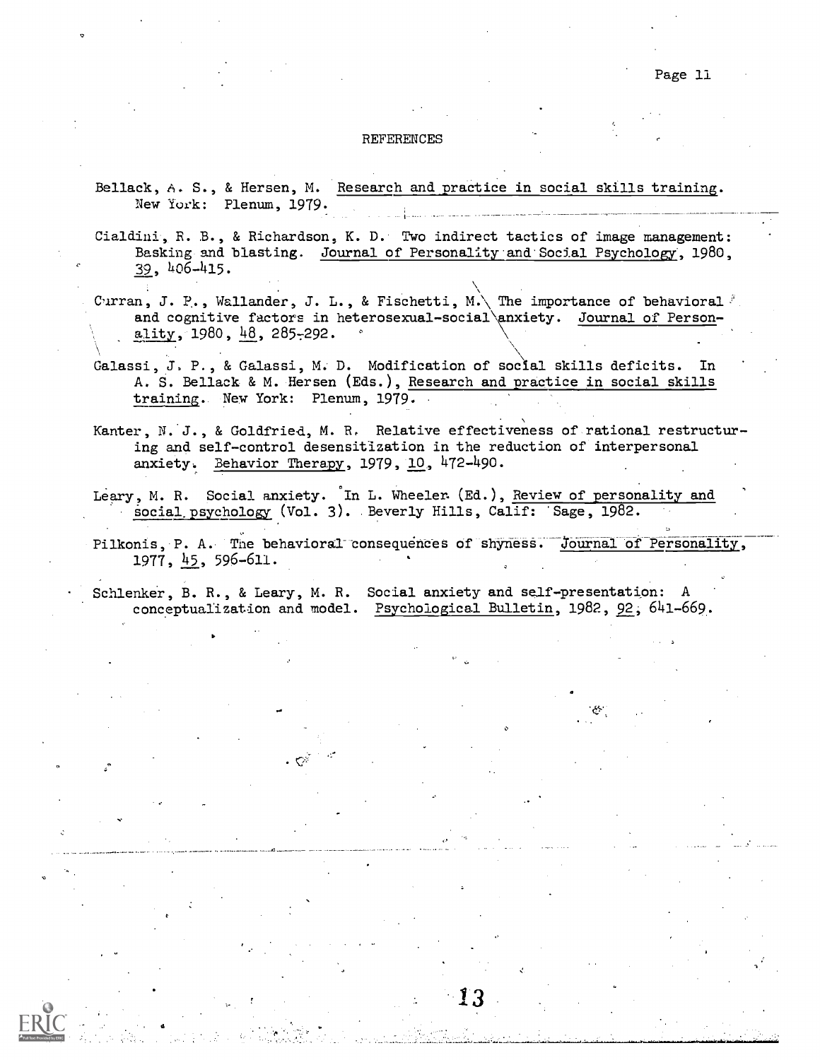## REFERENCES

Bellack, A. S., & Hersen, M. Research and practice in social skills training. New York: Plenum, 1979.

Cialdini, R. B., & Richardson, K. D. Two indirect tactics of image management: Basking and blasting. Journal of Personality and Social Psychology, 1980, 39, 406-415.

Curran, J. P., Wallander, J. L., & Fischetti, M. The importance of behavioral and cognitive factors in heterosexual-social anxiety. Journal of Personality, 1980, 48, 285-292.

Galassi, J. P., & Galassi, M. D. Modification of social skills deficits. In A. S. Bellack & M. Hersen (Eds.), Research and practice in social skills training. New York: Plenum, 1979.

Kanter, N. J., & Goldfried, M. R. Relative effectiveness of rational restructuring and self-control desensitization in the reduction of interpersonal anxiety. Behavior Therapy, 1979, 10, 472-490.

Leary, M. R. Social anxiety. In L. Wheeler (Ed.), Review of personality and social psychology (Vol. 3). Beverly Hills, Calif: Sage, 1982.

Pilkonis, P. A. The behavioral consequences of shyness. Journal of Personality, 1977, 45, 596-611.

Schlenker, B. R., & Leary, M. R. Social anxiety and self-presentation: A conceptualization and model. Psychological Bulletin, 1982, 92, 641-669.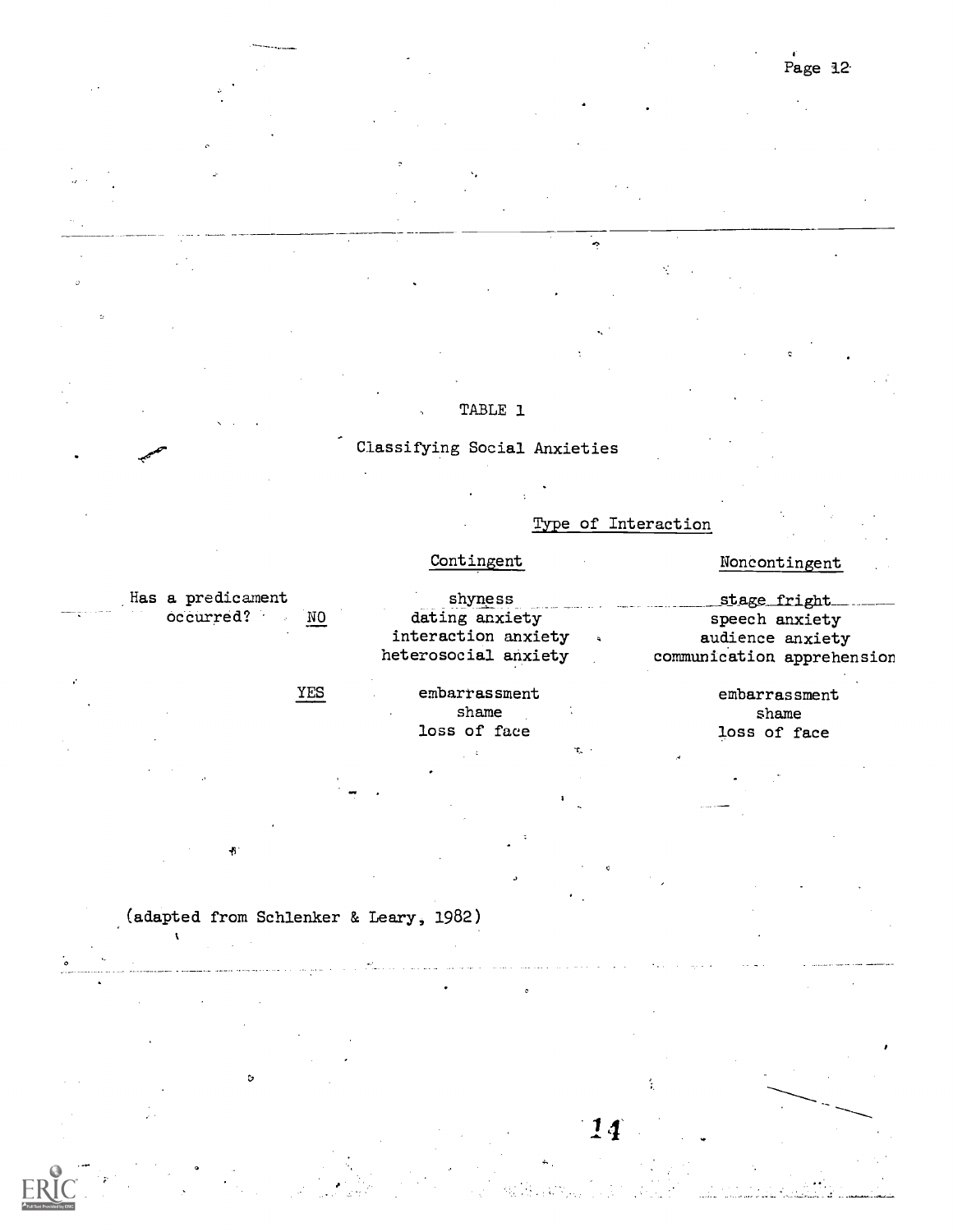TABLE 1

Classifying Social Anxieties

| | | Type of Interaction | |
| --- | --- | --- | --- |
| | | Contingent | Noncontingent |
| Has a predicament occurred? | NO | shyness<br>dating anxiety<br>interaction anxiety<br>heterosocial anxiety | stage fright<br>speech anxiety<br>audience anxiety<br>communication apprehension |
| | YES | embarrassment<br>shame<br>loss of face | embarrassment<br>shame<br>loss of face |

(adapted from Schlenker & Leary, 1982)